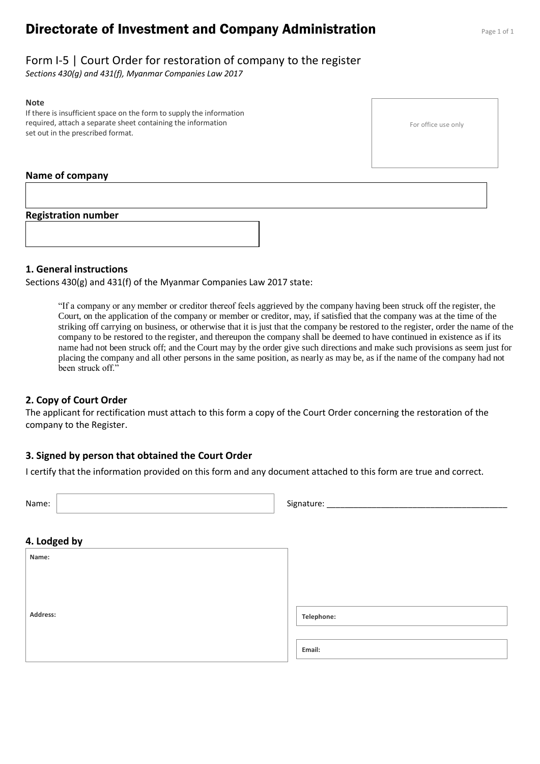# Directorate of Investment and Company Administration

## Form I-5 | Court Order for restoration of company to the register

*Sections 430(g) and 431(f), Myanmar Companies Law 2017*

**Note**

If there is insufficient space on the form to supply the information required, attach a separate sheet containing the information set out in the prescribed format.

For office use only

**Name of company**

**Registration number**

### 1. General instructions

Sections 430(g) and 431(f) of the Myanmar Companies Law 2017 state:

> "If a company or any member or creditor thereof feels aggrieved by the company having been struck off the register, the Court, on the application of the company or member or creditor, may, if satisfied that the company was at the time of the striking off carrying on business, or otherwise that it is just that the company be restored to the register, order the name of the company to be restored to the register, and thereupon the company shall be deemed to have continued in existence as if its name had not been struck off; and the Court may by the order give such directions and make such provisions as seem just for placing the company and all other persons in the same position, as nearly as may be, as if the name of the company had not been struck off."

### 2. Copy of Court Order

The applicant for rectification must attach to this form a copy of the Court Order concerning the restoration of the company to the Register.

### 3. Signed by person that obtained the Court Order

I certify that the information provided on this form and any document attached to this form are true and correct.

Name: 

Signature: ______________________________________

### 4. Lodged by

**Name:**

**Address:**

**Telephone:**

**Email:**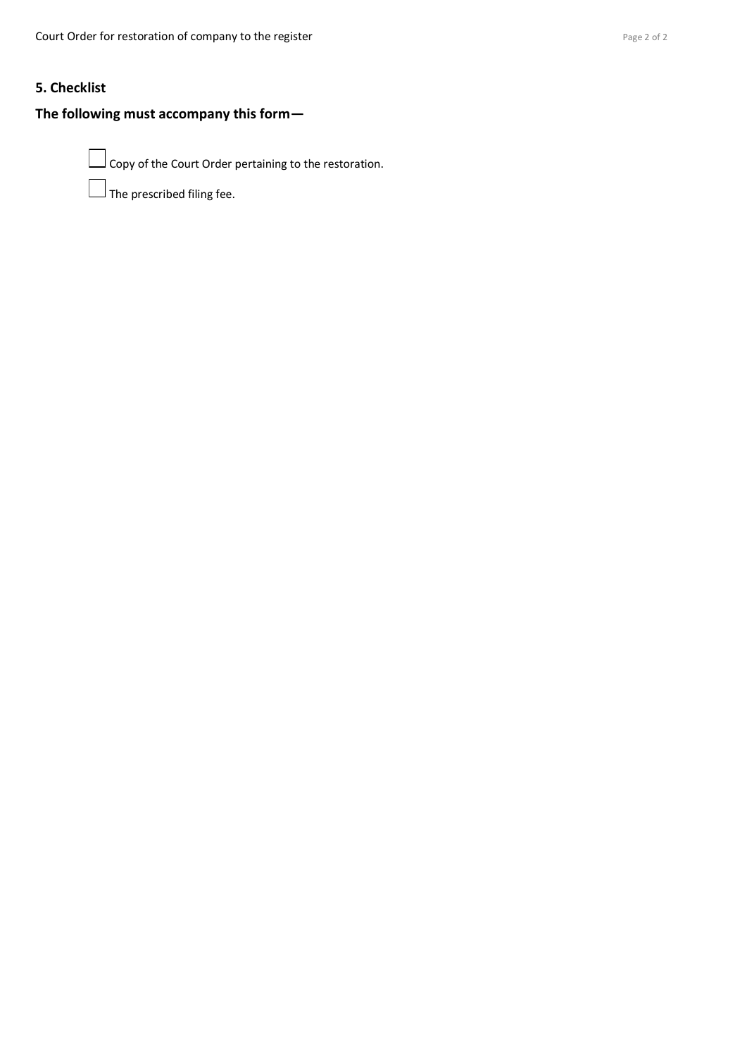## 5. Checklist

## The following must accompany this form—

- [ ] Copy of the Court Order pertaining to the restoration.
- [ ] The prescribed filing fee.